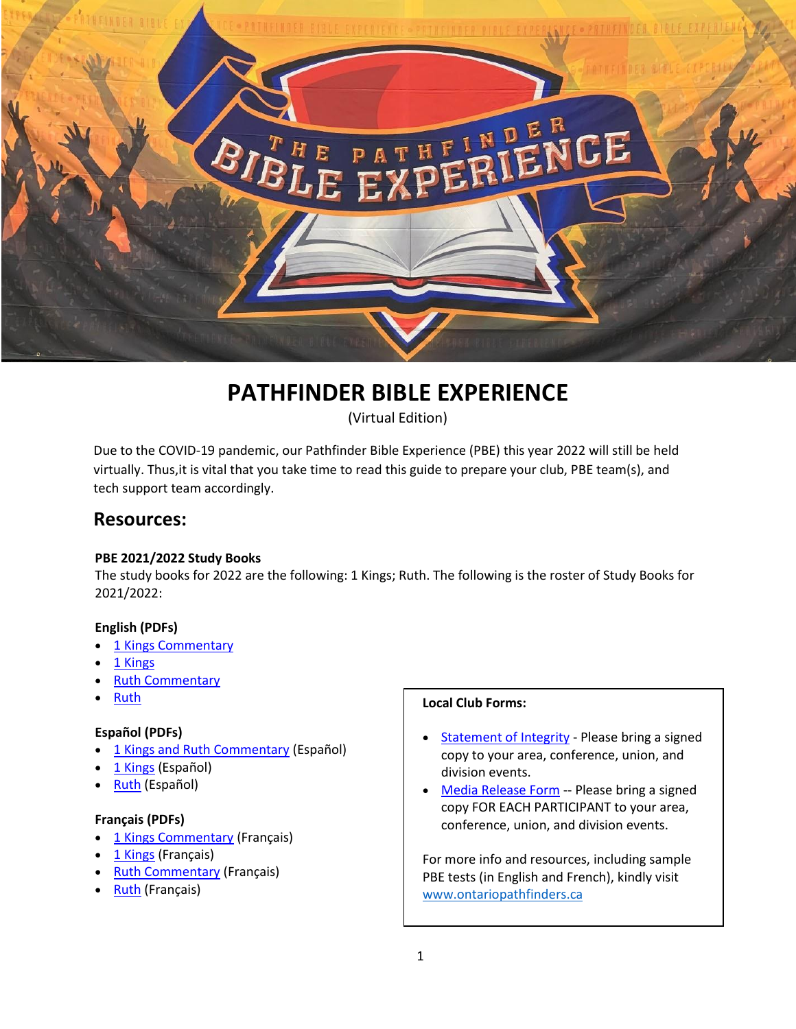# PATHFINDER BIBLE EXPERIENCE

(Virtual Edition)

Due to the COVID-19 pandemic, our Pathfinder Bible Experience (PBE) this year 2022 will still be held virtually. Thus,it is vital that you take time to read this guide to prepare your club, PBE team(s), and tech support team accordingly.

## Resources:

**PBE 2021/2022 Study Books**

The study books for 2022 are the following: 1 Kings; Ruth. The following is the roster of Study Books for 2021/2022:

**English (PDFs)**

- 1 Kings Commentary
- 1 Kings
- Ruth Commentary
- Ruth

**Español (PDFs)**

- 1 Kings and Ruth Commentary (Español)
- 1 Kings (Español)
- Ruth (Español)

**Français (PDFs)**

- 1 Kings Commentary (Français)
- 1 Kings (Français)
- Ruth Commentary (Français)
- Ruth (Français)

**Local Club Forms:**

- Statement of Integrity - Please bring a signed copy to your area, conference, union, and division events.
- Media Release Form -- Please bring a signed copy FOR EACH PARTICIPANT to your area, conference, union, and division events.

For more info and resources, including sample PBE tests (in English and French), kindly visit www.ontariopathfinders.ca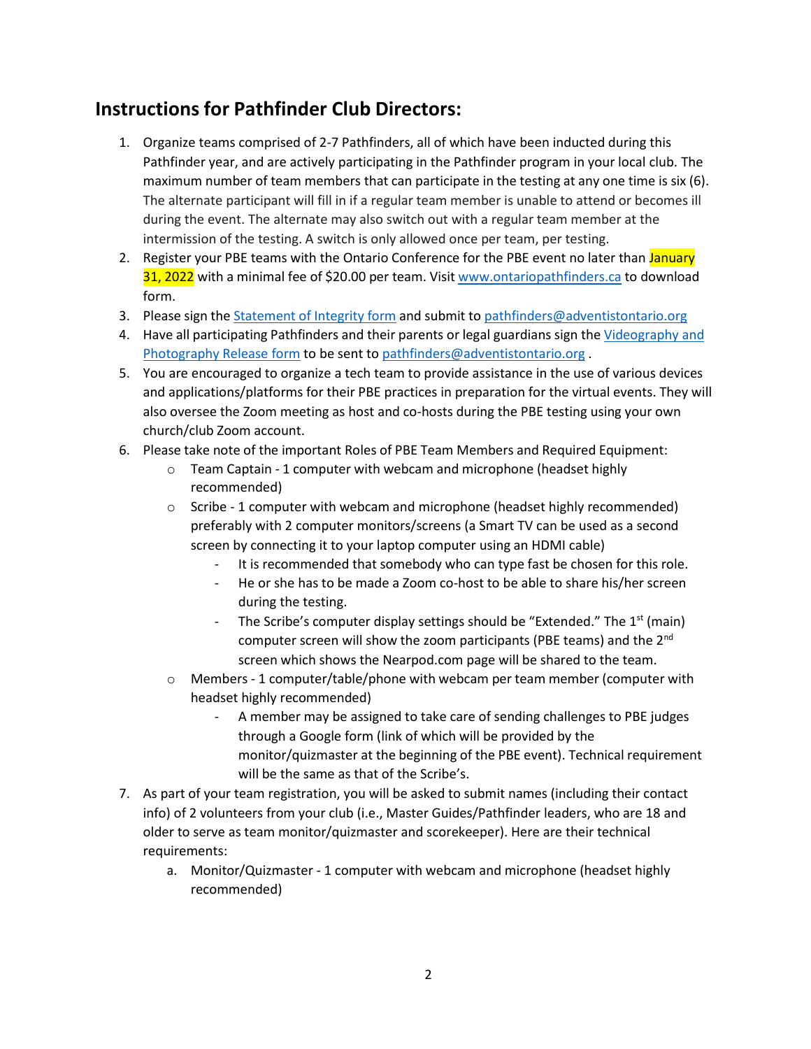## Instructions for Pathfinder Club Directors:

1. Organize teams comprised of 2-7 Pathfinders, all of which have been inducted during this Pathfinder year, and are actively participating in the Pathfinder program in your local club. The maximum number of team members that can participate in the testing at any one time is six (6). The alternate participant will fill in if a regular team member is unable to attend or becomes ill during the event. The alternate may also switch out with a regular team member at the intermission of the testing. A switch is only allowed once per team, per testing.
2. Register your PBE teams with the Ontario Conference for the PBE event no later than January 31, 2022 with a minimal fee of $20.00 per team. Visit [www.ontariopathfinders.ca](www.ontariopathfinders.ca) to download form.
3. Please sign the [Statement of Integrity form](Statement of Integrity form) and submit to [pathfinders@adventistontario.org](mailto:pathfinders@adventistontario.org)
4. Have all participating Pathfinders and their parents or legal guardians sign the [Videography and Photography Release form](Videography and Photography Release form) to be sent to [pathfinders@adventistontario.org](mailto:pathfinders@adventistontario.org) .
5. You are encouraged to organize a tech team to provide assistance in the use of various devices and applications/platforms for their PBE practices in preparation for the virtual events. They will also oversee the Zoom meeting as host and co-hosts during the PBE testing using your own church/club Zoom account.
6. Please take note of the important Roles of PBE Team Members and Required Equipment:
   - Team Captain - 1 computer with webcam and microphone (headset highly recommended)
   - Scribe - 1 computer with webcam and microphone (headset highly recommended) preferably with 2 computer monitors/screens (a Smart TV can be used as a second screen by connecting it to your laptop computer using an HDMI cable)
     - It is recommended that somebody who can type fast be chosen for this role.
     - He or she has to be made a Zoom co-host to be able to share his/her screen during the testing.
     - The Scribe's computer display settings should be "Extended." The 1st (main) computer screen will show the zoom participants (PBE teams) and the 2nd screen which shows the Nearpod.com page will be shared to the team.
   - Members - 1 computer/table/phone with webcam per team member (computer with headset highly recommended)
     - A member may be assigned to take care of sending challenges to PBE judges through a Google form (link of which will be provided by the monitor/quizmaster at the beginning of the PBE event). Technical requirement will be the same as that of the Scribe's.
7. As part of your team registration, you will be asked to submit names (including their contact info) of 2 volunteers from your club (i.e., Master Guides/Pathfinder leaders, who are 18 and older to serve as team monitor/quizmaster and scorekeeper). Here are their technical requirements:
   a. Monitor/Quizmaster - 1 computer with webcam and microphone (headset highly recommended)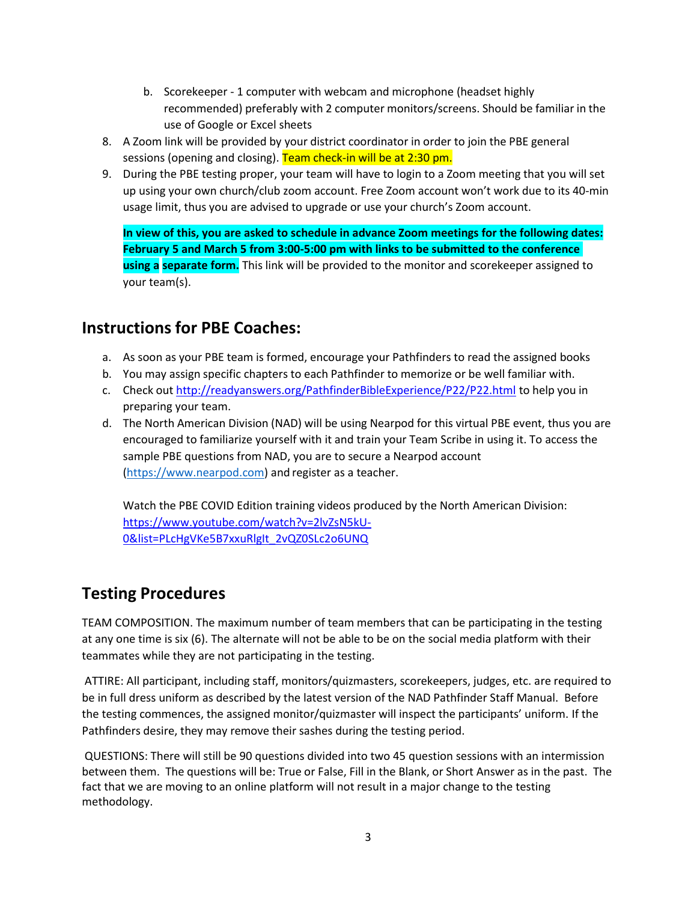b. Scorekeeper - 1 computer with webcam and microphone (headset highly recommended) preferably with 2 computer monitors/screens. Should be familiar in the use of Google or Excel sheets

8. A Zoom link will be provided by your district coordinator in order to join the PBE general sessions (opening and closing). Team check-in will be at 2:30 pm.
9. During the PBE testing proper, your team will have to login to a Zoom meeting that you will set up using your own church/club zoom account. Free Zoom account won't work due to its 40-min usage limit, thus you are advised to upgrade or use your church's Zoom account.

   **In view of this, you are asked to schedule in advance Zoom meetings for the following dates: February 5 and March 5 from 3:00-5:00 pm with links to be submitted to the conference using a separate form.** This link will be provided to the monitor and scorekeeper assigned to your team(s).

## Instructions for PBE Coaches:

a. As soon as your PBE team is formed, encourage your Pathfinders to read the assigned books
b. You may assign specific chapters to each Pathfinder to memorize or be well familiar with.
c. Check out http://readyanswers.org/PathfinderBibleExperience/P22/P22.html to help you in preparing your team.
d. The North American Division (NAD) will be using Nearpod for this virtual PBE event, thus you are encouraged to familiarize yourself with it and train your Team Scribe in using it. To access the sample PBE questions from NAD, you are to secure a Nearpod account (https://www.nearpod.com) and register as a teacher.

   Watch the PBE COVID Edition training videos produced by the North American Division: https://www.youtube.com/watch?v=2lvZsN5kU-0&list=PLcHgVKe5B7xxuRlgIt_2vQZ0SLc2o6UNQ

## Testing Procedures

TEAM COMPOSITION. The maximum number of team members that can be participating in the testing at any one time is six (6). The alternate will not be able to be on the social media platform with their teammates while they are not participating in the testing.

ATTIRE: All participant, including staff, monitors/quizmasters, scorekeepers, judges, etc. are required to be in full dress uniform as described by the latest version of the NAD Pathfinder Staff Manual. Before the testing commences, the assigned monitor/quizmaster will inspect the participants' uniform. If the Pathfinders desire, they may remove their sashes during the testing period.

QUESTIONS: There will still be 90 questions divided into two 45 question sessions with an intermission between them. The questions will be: True or False, Fill in the Blank, or Short Answer as in the past. The fact that we are moving to an online platform will not result in a major change to the testing methodology.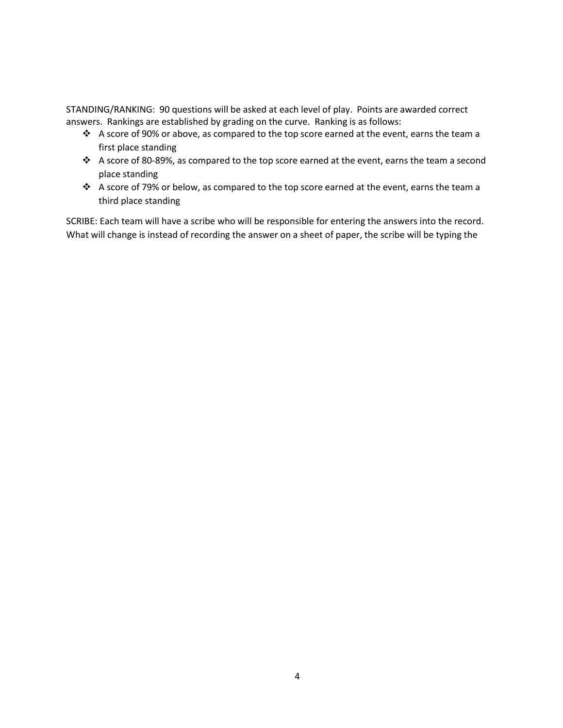STANDING/RANKING: 90 questions will be asked at each level of play. Points are awarded correct answers. Rankings are established by grading on the curve. Ranking is as follows:

- A score of 90% or above, as compared to the top score earned at the event, earns the team a first place standing
- A score of 80-89%, as compared to the top score earned at the event, earns the team a second place standing
- A score of 79% or below, as compared to the top score earned at the event, earns the team a third place standing

SCRIBE: Each team will have a scribe who will be responsible for entering the answers into the record. What will change is instead of recording the answer on a sheet of paper, the scribe will be typing the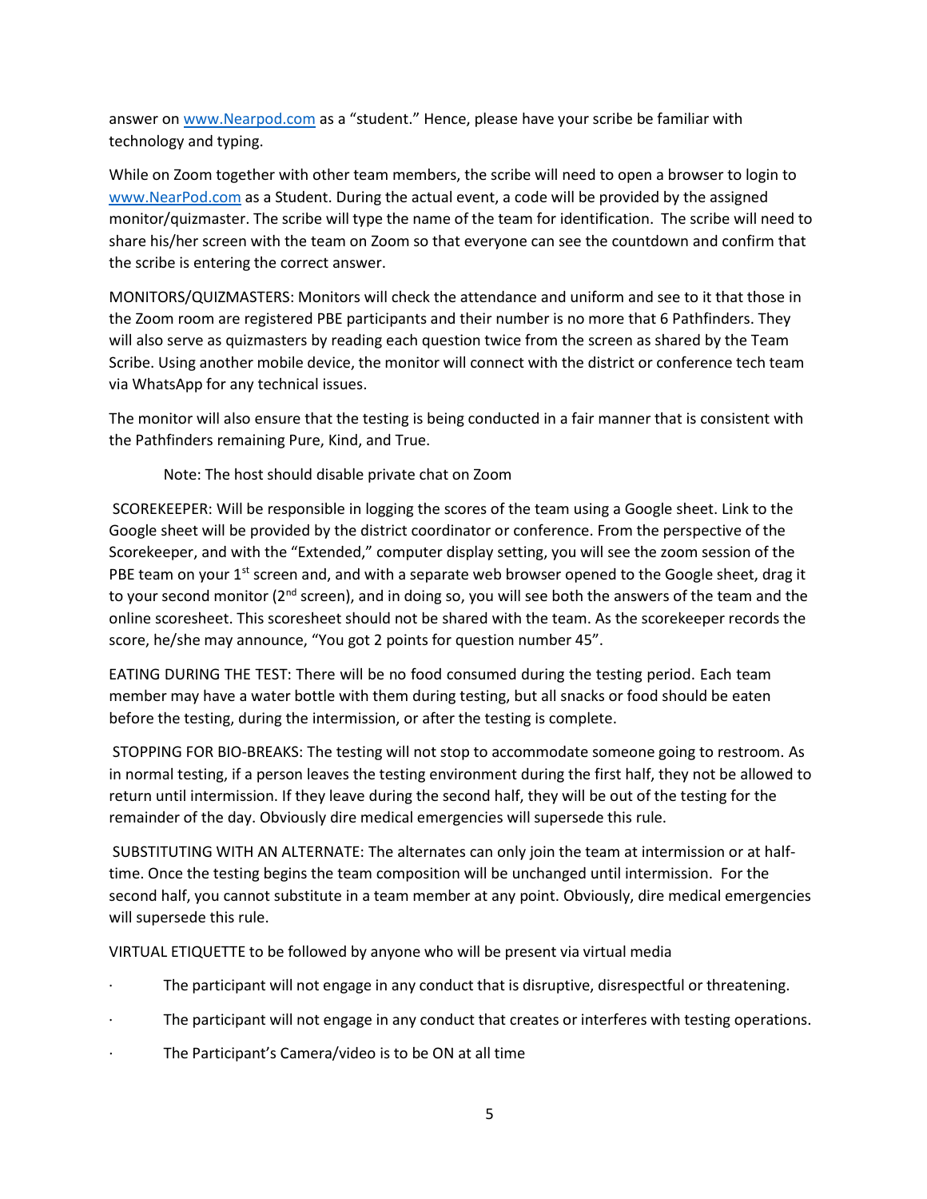answer on [www.Nearpod.com](http://www.Nearpod.com) as a "student." Hence, please have your scribe be familiar with technology and typing.

While on Zoom together with other team members, the scribe will need to open a browser to login to [www.NearPod.com](http://www.NearPod.com) as a Student. During the actual event, a code will be provided by the assigned monitor/quizmaster. The scribe will type the name of the team for identification. The scribe will need to share his/her screen with the team on Zoom so that everyone can see the countdown and confirm that the scribe is entering the correct answer.

MONITORS/QUIZMASTERS: Monitors will check the attendance and uniform and see to it that those in the Zoom room are registered PBE participants and their number is no more that 6 Pathfinders. They will also serve as quizmasters by reading each question twice from the screen as shared by the Team Scribe. Using another mobile device, the monitor will connect with the district or conference tech team via WhatsApp for any technical issues.

The monitor will also ensure that the testing is being conducted in a fair manner that is consistent with the Pathfinders remaining Pure, Kind, and True.

> Note: The host should disable private chat on Zoom

SCOREKEEPER: Will be responsible in logging the scores of the team using a Google sheet. Link to the Google sheet will be provided by the district coordinator or conference. From the perspective of the Scorekeeper, and with the "Extended," computer display setting, you will see the zoom session of the PBE team on your 1st screen and, and with a separate web browser opened to the Google sheet, drag it to your second monitor (2nd screen), and in doing so, you will see both the answers of the team and the online scoresheet. This scoresheet should not be shared with the team. As the scorekeeper records the score, he/she may announce, "You got 2 points for question number 45".

EATING DURING THE TEST: There will be no food consumed during the testing period. Each team member may have a water bottle with them during testing, but all snacks or food should be eaten before the testing, during the intermission, or after the testing is complete.

STOPPING FOR BIO-BREAKS: The testing will not stop to accommodate someone going to restroom. As in normal testing, if a person leaves the testing environment during the first half, they not be allowed to return until intermission. If they leave during the second half, they will be out of the testing for the remainder of the day. Obviously dire medical emergencies will supersede this rule.

SUBSTITUTING WITH AN ALTERNATE: The alternates can only join the team at intermission or at half-time. Once the testing begins the team composition will be unchanged until intermission. For the second half, you cannot substitute in a team member at any point. Obviously, dire medical emergencies will supersede this rule.

VIRTUAL ETIQUETTE to be followed by anyone who will be present via virtual media

- The participant will not engage in any conduct that is disruptive, disrespectful or threatening.
- The participant will not engage in any conduct that creates or interferes with testing operations.
- The Participant's Camera/video is to be ON at all time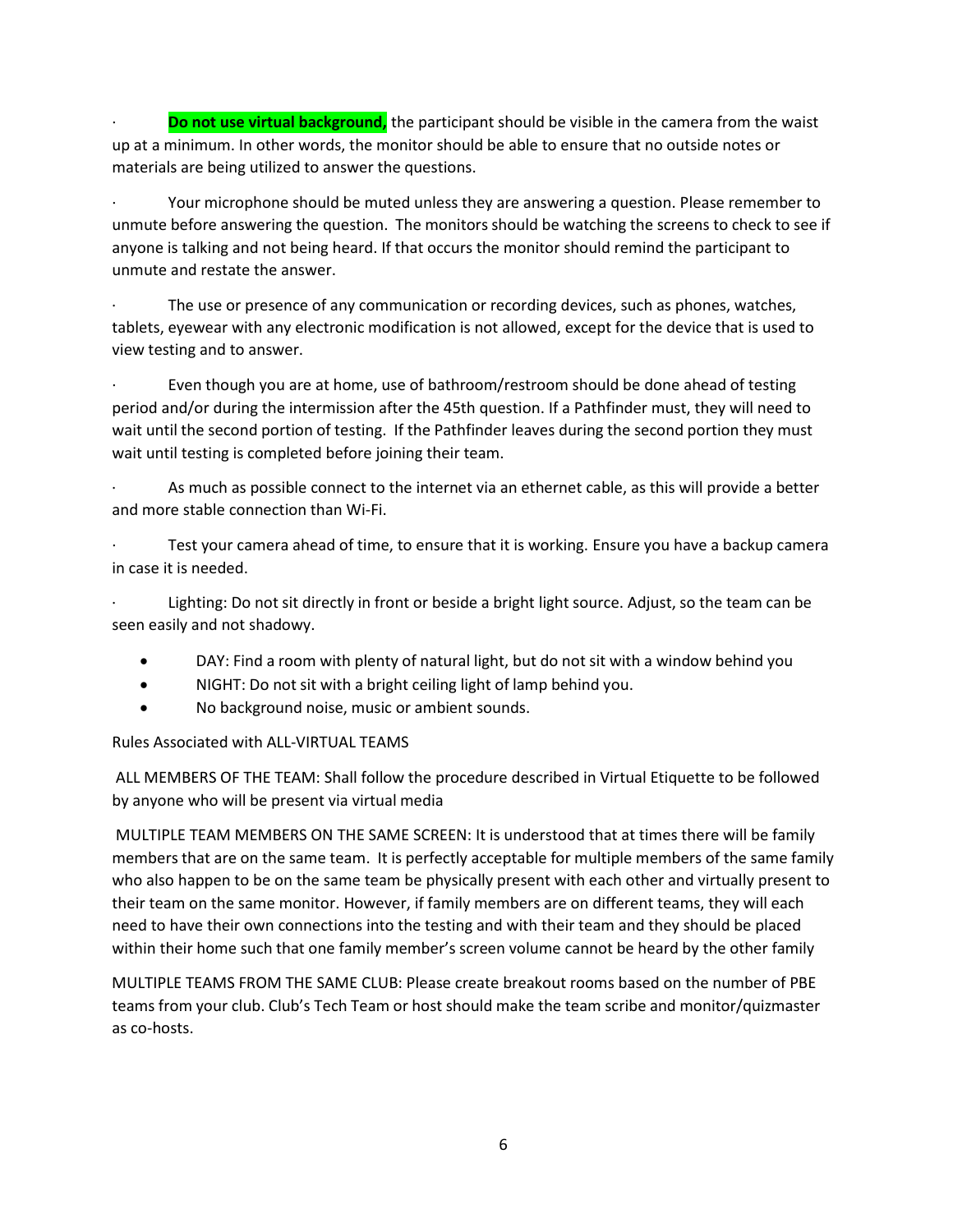- **Do not use virtual background,** the participant should be visible in the camera from the waist up at a minimum. In other words, the monitor should be able to ensure that no outside notes or materials are being utilized to answer the questions.

- Your microphone should be muted unless they are answering a question. Please remember to unmute before answering the question. The monitors should be watching the screens to check to see if anyone is talking and not being heard. If that occurs the monitor should remind the participant to unmute and restate the answer.

- The use or presence of any communication or recording devices, such as phones, watches, tablets, eyewear with any electronic modification is not allowed, except for the device that is used to view testing and to answer.

- Even though you are at home, use of bathroom/restroom should be done ahead of testing period and/or during the intermission after the 45th question. If a Pathfinder must, they will need to wait until the second portion of testing. If the Pathfinder leaves during the second portion they must wait until testing is completed before joining their team.

- As much as possible connect to the internet via an ethernet cable, as this will provide a better and more stable connection than Wi-Fi.

- Test your camera ahead of time, to ensure that it is working. Ensure you have a backup camera in case it is needed.

- Lighting: Do not sit directly in front or beside a bright light source. Adjust, so the team can be seen easily and not shadowy.
  - DAY: Find a room with plenty of natural light, but do not sit with a window behind you
  - NIGHT: Do not sit with a bright ceiling light of lamp behind you.
  - No background noise, music or ambient sounds.

Rules Associated with ALL-VIRTUAL TEAMS

ALL MEMBERS OF THE TEAM: Shall follow the procedure described in Virtual Etiquette to be followed by anyone who will be present via virtual media

MULTIPLE TEAM MEMBERS ON THE SAME SCREEN: It is understood that at times there will be family members that are on the same team. It is perfectly acceptable for multiple members of the same family who also happen to be on the same team be physically present with each other and virtually present to their team on the same monitor. However, if family members are on different teams, they will each need to have their own connections into the testing and with their team and they should be placed within their home such that one family member's screen volume cannot be heard by the other family

MULTIPLE TEAMS FROM THE SAME CLUB: Please create breakout rooms based on the number of PBE teams from your club. Club's Tech Team or host should make the team scribe and monitor/quizmaster as co-hosts.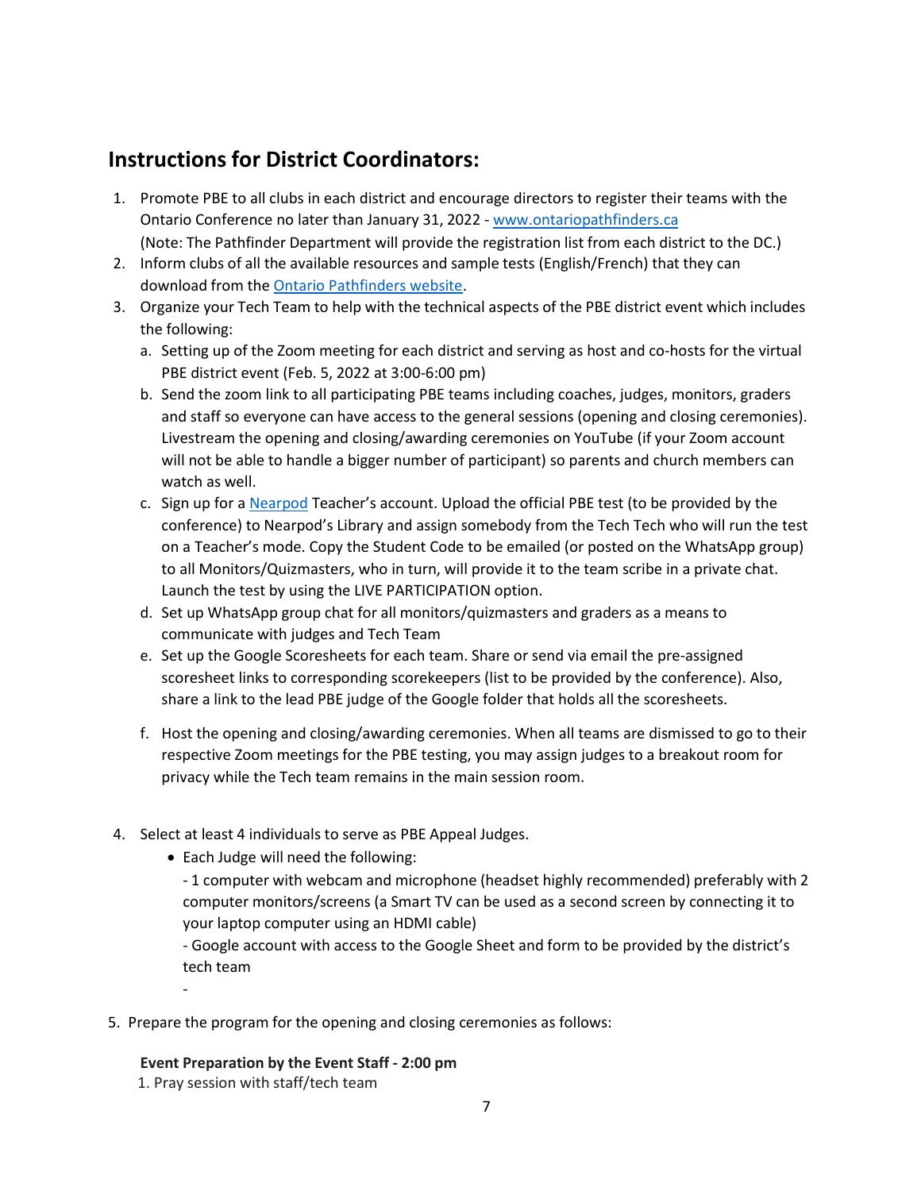## Instructions for District Coordinators:

1. Promote PBE to all clubs in each district and encourage directors to register their teams with the Ontario Conference no later than January 31, 2022 - [www.ontariopathfinders.ca](www.ontariopathfinders.ca)
   (Note: The Pathfinder Department will provide the registration list from each district to the DC.)
2. Inform clubs of all the available resources and sample tests (English/French) that they can download from the [Ontario Pathfinders website](www.ontariopathfinders.ca).
3. Organize your Tech Team to help with the technical aspects of the PBE district event which includes the following:
   a. Setting up of the Zoom meeting for each district and serving as host and co-hosts for the virtual PBE district event (Feb. 5, 2022 at 3:00-6:00 pm)
   b. Send the zoom link to all participating PBE teams including coaches, judges, monitors, graders and staff so everyone can have access to the general sessions (opening and closing ceremonies). Livestream the opening and closing/awarding ceremonies on YouTube (if your Zoom account will not be able to handle a bigger number of participant) so parents and church members can watch as well.
   c. Sign up for a [Nearpod](https://nearpod.com) Teacher's account. Upload the official PBE test (to be provided by the conference) to Nearpod's Library and assign somebody from the Tech Tech who will run the test on a Teacher's mode. Copy the Student Code to be emailed (or posted on the WhatsApp group) to all Monitors/Quizmasters, who in turn, will provide it to the team scribe in a private chat. Launch the test by using the LIVE PARTICIPATION option.
   d. Set up WhatsApp group chat for all monitors/quizmasters and graders as a means to communicate with judges and Tech Team
   e. Set up the Google Scoresheets for each team. Share or send via email the pre-assigned scoresheet links to corresponding scorekeepers (list to be provided by the conference). Also, share a link to the lead PBE judge of the Google folder that holds all the scoresheets.
   f. Host the opening and closing/awarding ceremonies. When all teams are dismissed to go to their respective Zoom meetings for the PBE testing, you may assign judges to a breakout room for privacy while the Tech team remains in the main session room.

4. Select at least 4 individuals to serve as PBE Appeal Judges.
   - Each Judge will need the following:
     - 1 computer with webcam and microphone (headset highly recommended) preferably with 2 computer monitors/screens (a Smart TV can be used as a second screen by connecting it to your laptop computer using an HDMI cable)
     - Google account with access to the Google Sheet and form to be provided by the district's tech team
     -

5. Prepare the program for the opening and closing ceremonies as follows:

**Event Preparation by the Event Staff - 2:00 pm**

1. Pray session with staff/tech team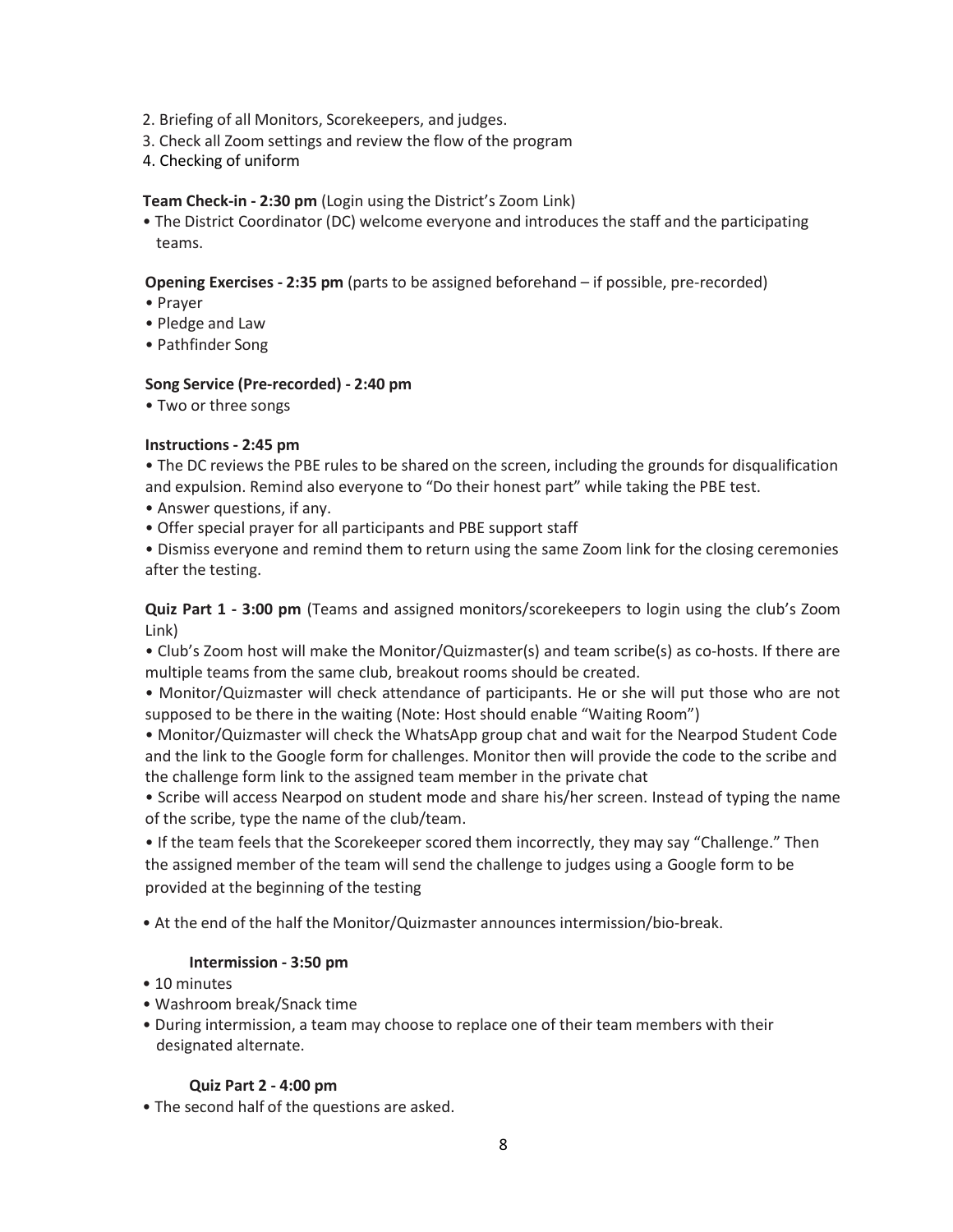2. Briefing of all Monitors, Scorekeepers, and judges.
3. Check all Zoom settings and review the flow of the program
4. Checking of uniform

**Team Check-in - 2:30 pm** (Login using the District's Zoom Link)

- The District Coordinator (DC) welcome everyone and introduces the staff and the participating teams.

**Opening Exercises - 2:35 pm** (parts to be assigned beforehand – if possible, pre-recorded)

- Prayer
- Pledge and Law
- Pathfinder Song

**Song Service (Pre-recorded) - 2:40 pm**

- Two or three songs

**Instructions - 2:45 pm**

- The DC reviews the PBE rules to be shared on the screen, including the grounds for disqualification and expulsion. Remind also everyone to "Do their honest part" while taking the PBE test.
- Answer questions, if any.
- Offer special prayer for all participants and PBE support staff
- Dismiss everyone and remind them to return using the same Zoom link for the closing ceremonies after the testing.

**Quiz Part 1 - 3:00 pm** (Teams and assigned monitors/scorekeepers to login using the club's Zoom Link)

- Club's Zoom host will make the Monitor/Quizmaster(s) and team scribe(s) as co-hosts. If there are multiple teams from the same club, breakout rooms should be created.
- Monitor/Quizmaster will check attendance of participants. He or she will put those who are not supposed to be there in the waiting (Note: Host should enable "Waiting Room")
- Monitor/Quizmaster will check the WhatsApp group chat and wait for the Nearpod Student Code and the link to the Google form for challenges. Monitor then will provide the code to the scribe and the challenge form link to the assigned team member in the private chat
- Scribe will access Nearpod on student mode and share his/her screen. Instead of typing the name of the scribe, type the name of the club/team.
- If the team feels that the Scorekeeper scored them incorrectly, they may say "Challenge." Then the assigned member of the team will send the challenge to judges using a Google form to be provided at the beginning of the testing
- At the end of the half the Monitor/Quizmaster announces intermission/bio-break.

**Intermission - 3:50 pm**

- 10 minutes
- Washroom break/Snack time
- During intermission, a team may choose to replace one of their team members with their designated alternate.

**Quiz Part 2 - 4:00 pm**

- The second half of the questions are asked.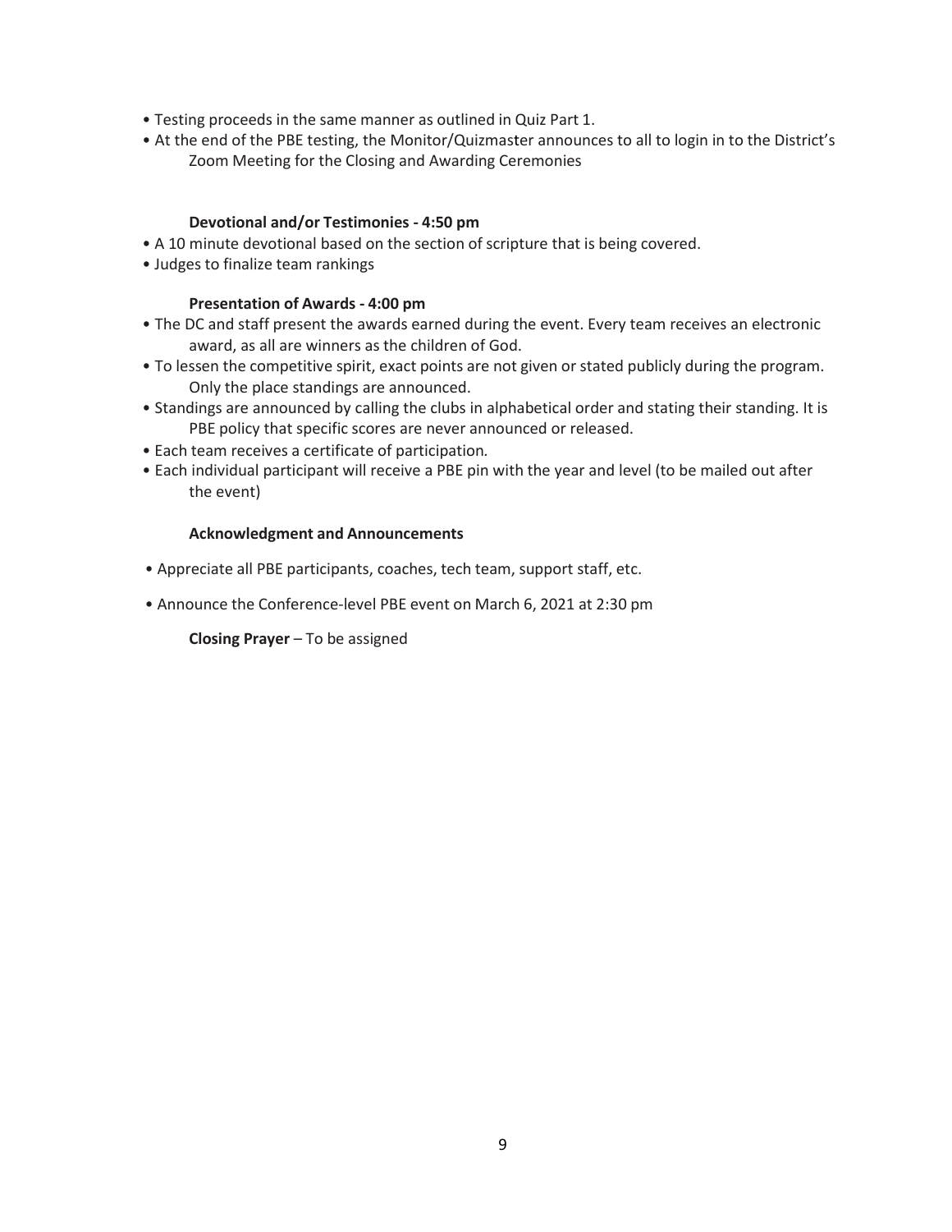- Testing proceeds in the same manner as outlined in Quiz Part 1.
- At the end of the PBE testing, the Monitor/Quizmaster announces to all to login in to the District's Zoom Meeting for the Closing and Awarding Ceremonies

**Devotional and/or Testimonies - 4:50 pm**

- A 10 minute devotional based on the section of scripture that is being covered.
- Judges to finalize team rankings

**Presentation of Awards - 4:00 pm**

- The DC and staff present the awards earned during the event. Every team receives an electronic award, as all are winners as the children of God.
- To lessen the competitive spirit, exact points are not given or stated publicly during the program. Only the place standings are announced.
- Standings are announced by calling the clubs in alphabetical order and stating their standing. It is PBE policy that specific scores are never announced or released.
- Each team receives a certificate of participation.
- Each individual participant will receive a PBE pin with the year and level (to be mailed out after the event)

**Acknowledgment and Announcements**

- Appreciate all PBE participants, coaches, tech team, support staff, etc.
- Announce the Conference-level PBE event on March 6, 2021 at 2:30 pm

**Closing Prayer** – To be assigned